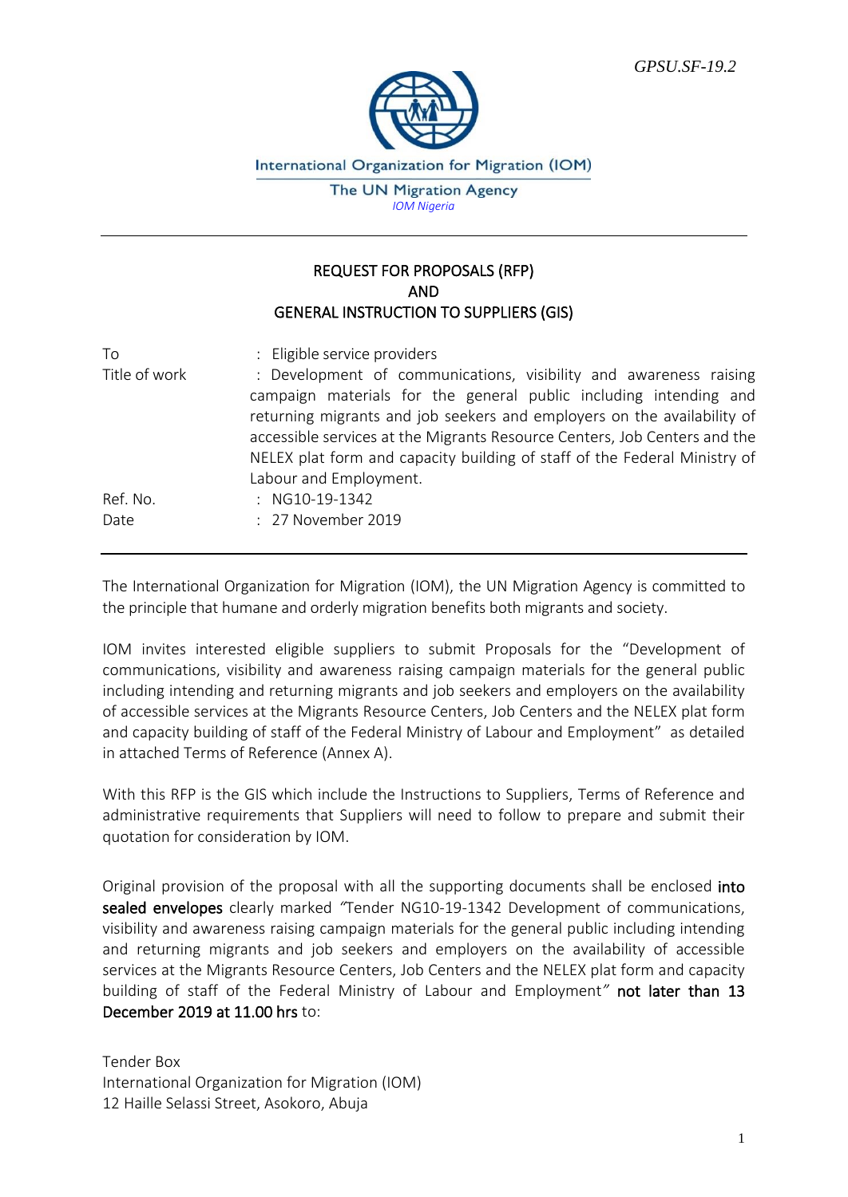GPSU.SF-19.2

International Organization for Migration (IOM)

The UN Migration Agency

*IOM Nigeria*

---

# REQUEST FOR PROPOSALS (RFP) AND GENERAL INSTRUCTION TO SUPPLIERS (GIS)

| | |
|---|---|
| To | : Eligible service providers |
| Title of work | : Development of communications, visibility and awareness raising campaign materials for the general public including intending and returning migrants and job seekers and employers on the availability of accessible services at the Migrants Resource Centers, Job Centers and the NELEX plat form and capacity building of staff of the Federal Ministry of Labour and Employment. |
| Ref. No. | : NG10-19-1342 |
| Date | : 27 November 2019 |

---

The International Organization for Migration (IOM), the UN Migration Agency is committed to the principle that humane and orderly migration benefits both migrants and society.

IOM invites interested eligible suppliers to submit Proposals for the "Development of communications, visibility and awareness raising campaign materials for the general public including intending and returning migrants and job seekers and employers on the availability of accessible services at the Migrants Resource Centers, Job Centers and the NELEX plat form and capacity building of staff of the Federal Ministry of Labour and Employment" as detailed in attached Terms of Reference (Annex A).

With this RFP is the GIS which include the Instructions to Suppliers, Terms of Reference and administrative requirements that Suppliers will need to follow to prepare and submit their quotation for consideration by IOM.

Original provision of the proposal with all the supporting documents shall be enclosed **into sealed envelopes** clearly marked *"Tender NG10-19-1342 Development of communications, visibility and awareness raising campaign materials for the general public including intending and returning migrants and job seekers and employers on the availability of accessible services at the Migrants Resource Centers, Job Centers and the NELEX plat form and capacity building of staff of the Federal Ministry of Labour and Employment"* **not later than 13 December 2019 at 11.00 hrs** to:

Tender Box
International Organization for Migration (IOM)
12 Haille Selassi Street, Asokoro, Abuja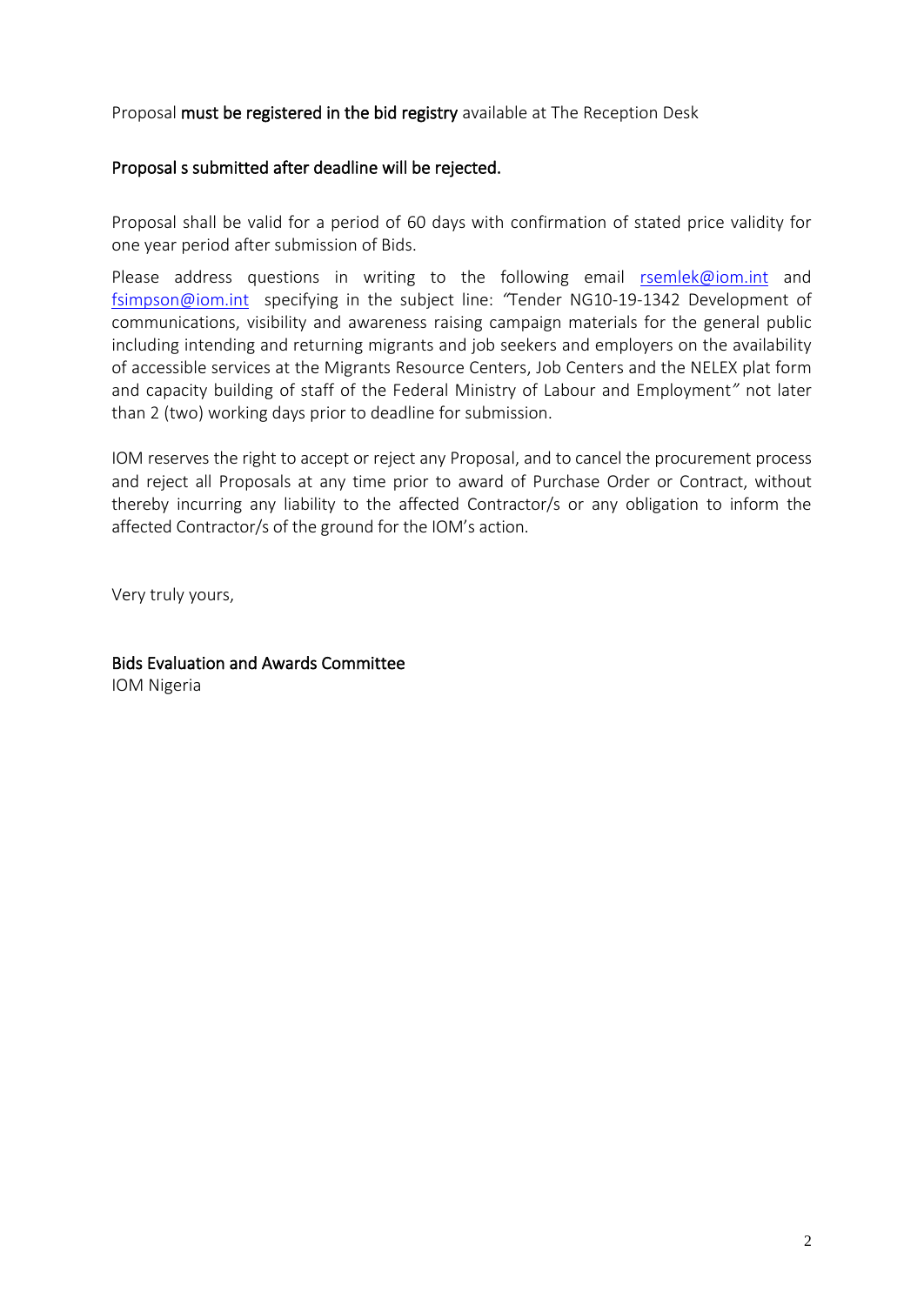Proposal **must be registered in the bid registry** available at The Reception Desk

**Proposal s submitted after deadline will be rejected.**

Proposal shall be valid for a period of 60 days with confirmation of stated price validity for one year period after submission of Bids.

Please address questions in writing to the following email rsemlek@iom.int and fsimpson@iom.int specifying in the subject line: *"*Tender NG10-19-1342 Development of communications, visibility and awareness raising campaign materials for the general public including intending and returning migrants and job seekers and employers on the availability of accessible services at the Migrants Resource Centers, Job Centers and the NELEX plat form and capacity building of staff of the Federal Ministry of Labour and Employment*"* not later than 2 (two) working days prior to deadline for submission.

IOM reserves the right to accept or reject any Proposal, and to cancel the procurement process and reject all Proposals at any time prior to award of Purchase Order or Contract, without thereby incurring any liability to the affected Contractor/s or any obligation to inform the affected Contractor/s of the ground for the IOM's action.

Very truly yours,

**Bids Evaluation and Awards Committee**
IOM Nigeria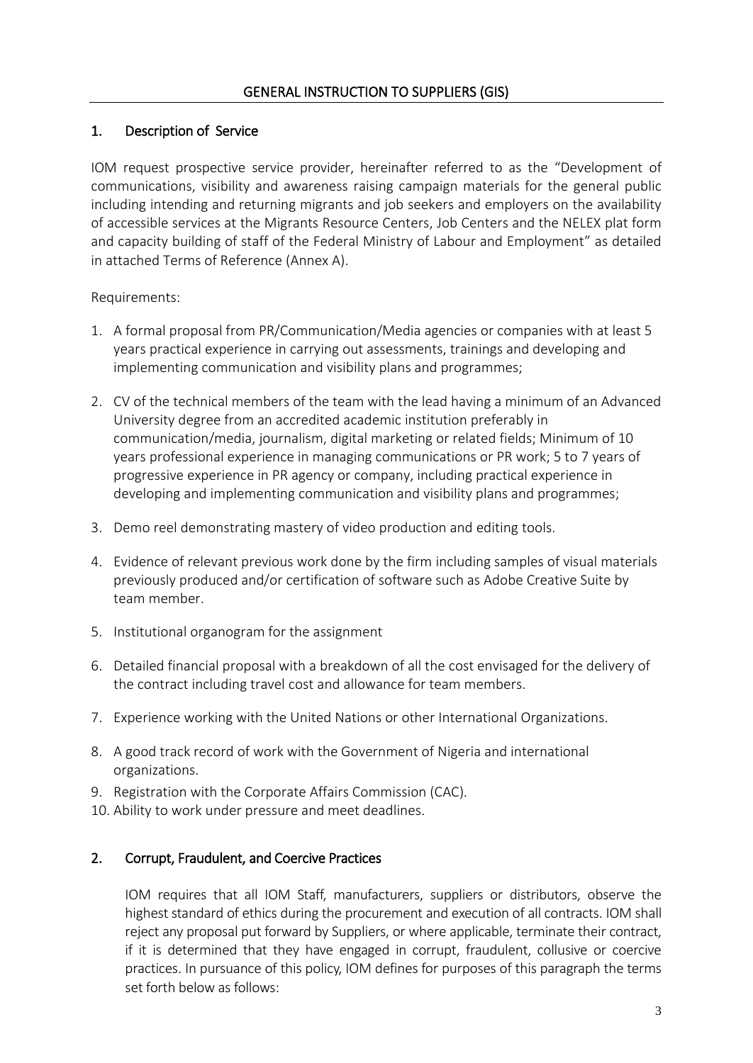## GENERAL INSTRUCTION TO SUPPLIERS (GIS)

### 1. Description of Service

IOM request prospective service provider, hereinafter referred to as the "Development of communications, visibility and awareness raising campaign materials for the general public including intending and returning migrants and job seekers and employers on the availability of accessible services at the Migrants Resource Centers, Job Centers and the NELEX plat form and capacity building of staff of the Federal Ministry of Labour and Employment" as detailed in attached Terms of Reference (Annex A).

Requirements:

1. A formal proposal from PR/Communication/Media agencies or companies with at least 5 years practical experience in carrying out assessments, trainings and developing and implementing communication and visibility plans and programmes;

2. CV of the technical members of the team with the lead having a minimum of an Advanced University degree from an accredited academic institution preferably in communication/media, journalism, digital marketing or related fields; Minimum of 10 years professional experience in managing communications or PR work; 5 to 7 years of progressive experience in PR agency or company, including practical experience in developing and implementing communication and visibility plans and programmes;

3. Demo reel demonstrating mastery of video production and editing tools.

4. Evidence of relevant previous work done by the firm including samples of visual materials previously produced and/or certification of software such as Adobe Creative Suite by team member.

5. Institutional organogram for the assignment

6. Detailed financial proposal with a breakdown of all the cost envisaged for the delivery of the contract including travel cost and allowance for team members.

7. Experience working with the United Nations or other International Organizations.

8. A good track record of work with the Government of Nigeria and international organizations.
9. Registration with the Corporate Affairs Commission (CAC).
10. Ability to work under pressure and meet deadlines.

### 2. Corrupt, Fraudulent, and Coercive Practices

IOM requires that all IOM Staff, manufacturers, suppliers or distributors, observe the highest standard of ethics during the procurement and execution of all contracts. IOM shall reject any proposal put forward by Suppliers, or where applicable, terminate their contract, if it is determined that they have engaged in corrupt, fraudulent, collusive or coercive practices. In pursuance of this policy, IOM defines for purposes of this paragraph the terms set forth below as follows: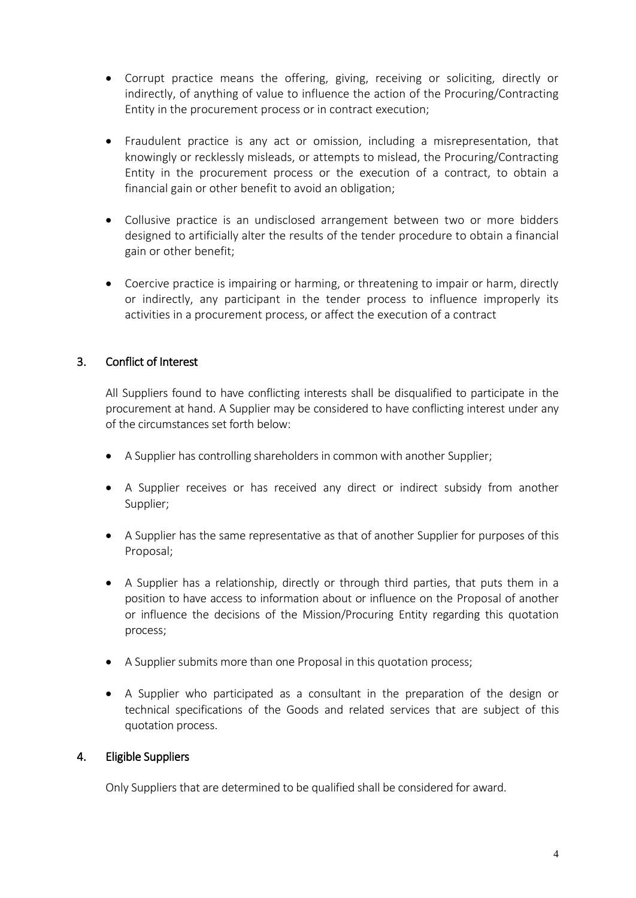- Corrupt practice means the offering, giving, receiving or soliciting, directly or indirectly, of anything of value to influence the action of the Procuring/Contracting Entity in the procurement process or in contract execution;

- Fraudulent practice is any act or omission, including a misrepresentation, that knowingly or recklessly misleads, or attempts to mislead, the Procuring/Contracting Entity in the procurement process or the execution of a contract, to obtain a financial gain or other benefit to avoid an obligation;

- Collusive practice is an undisclosed arrangement between two or more bidders designed to artificially alter the results of the tender procedure to obtain a financial gain or other benefit;

- Coercive practice is impairing or harming, or threatening to impair or harm, directly or indirectly, any participant in the tender process to influence improperly its activities in a procurement process, or affect the execution of a contract

## 3. Conflict of Interest

All Suppliers found to have conflicting interests shall be disqualified to participate in the procurement at hand. A Supplier may be considered to have conflicting interest under any of the circumstances set forth below:

- A Supplier has controlling shareholders in common with another Supplier;

- A Supplier receives or has received any direct or indirect subsidy from another Supplier;

- A Supplier has the same representative as that of another Supplier for purposes of this Proposal;

- A Supplier has a relationship, directly or through third parties, that puts them in a position to have access to information about or influence on the Proposal of another or influence the decisions of the Mission/Procuring Entity regarding this quotation process;

- A Supplier submits more than one Proposal in this quotation process;

- A Supplier who participated as a consultant in the preparation of the design or technical specifications of the Goods and related services that are subject of this quotation process.

## 4. Eligible Suppliers

Only Suppliers that are determined to be qualified shall be considered for award.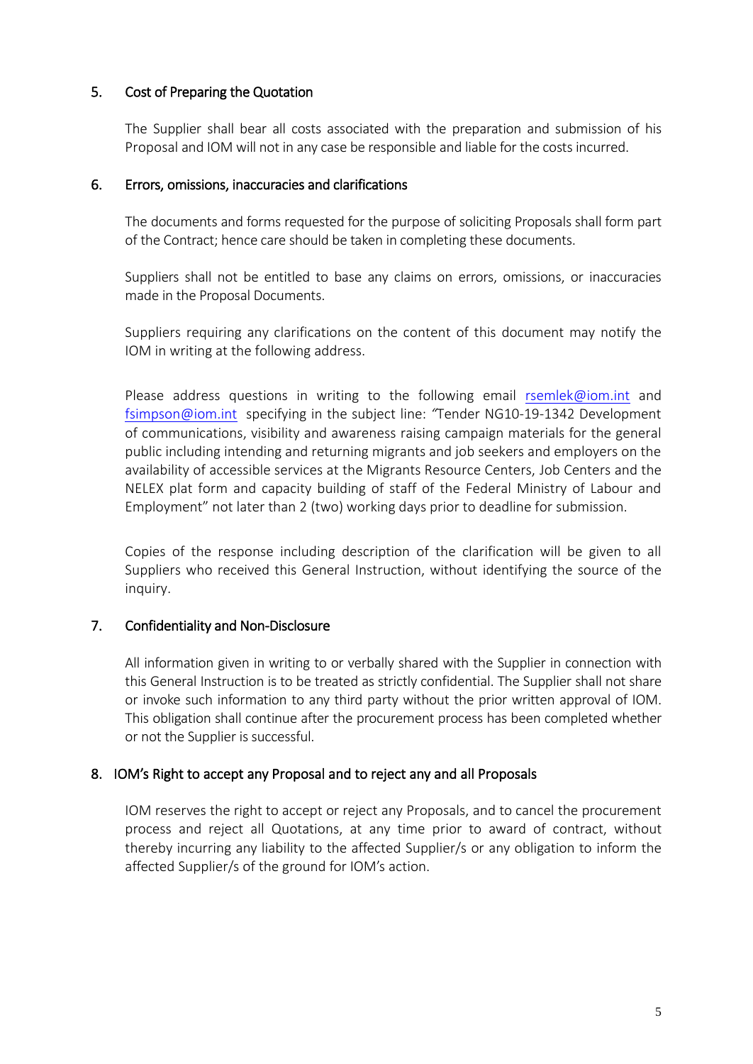## 5. Cost of Preparing the Quotation

The Supplier shall bear all costs associated with the preparation and submission of his Proposal and IOM will not in any case be responsible and liable for the costs incurred.

## 6. Errors, omissions, inaccuracies and clarifications

The documents and forms requested for the purpose of soliciting Proposals shall form part of the Contract; hence care should be taken in completing these documents.

Suppliers shall not be entitled to base any claims on errors, omissions, or inaccuracies made in the Proposal Documents.

Suppliers requiring any clarifications on the content of this document may notify the IOM in writing at the following address.

Please address questions in writing to the following email rsemlek@iom.int and fsimpson@iom.int specifying in the subject line: "Tender NG10-19-1342 Development of communications, visibility and awareness raising campaign materials for the general public including intending and returning migrants and job seekers and employers on the availability of accessible services at the Migrants Resource Centers, Job Centers and the NELEX plat form and capacity building of staff of the Federal Ministry of Labour and Employment" not later than 2 (two) working days prior to deadline for submission.

Copies of the response including description of the clarification will be given to all Suppliers who received this General Instruction, without identifying the source of the inquiry.

## 7. Confidentiality and Non-Disclosure

All information given in writing to or verbally shared with the Supplier in connection with this General Instruction is to be treated as strictly confidential. The Supplier shall not share or invoke such information to any third party without the prior written approval of IOM. This obligation shall continue after the procurement process has been completed whether or not the Supplier is successful.

## 8. IOM's Right to accept any Proposal and to reject any and all Proposals

IOM reserves the right to accept or reject any Proposals, and to cancel the procurement process and reject all Quotations, at any time prior to award of contract, without thereby incurring any liability to the affected Supplier/s or any obligation to inform the affected Supplier/s of the ground for IOM's action.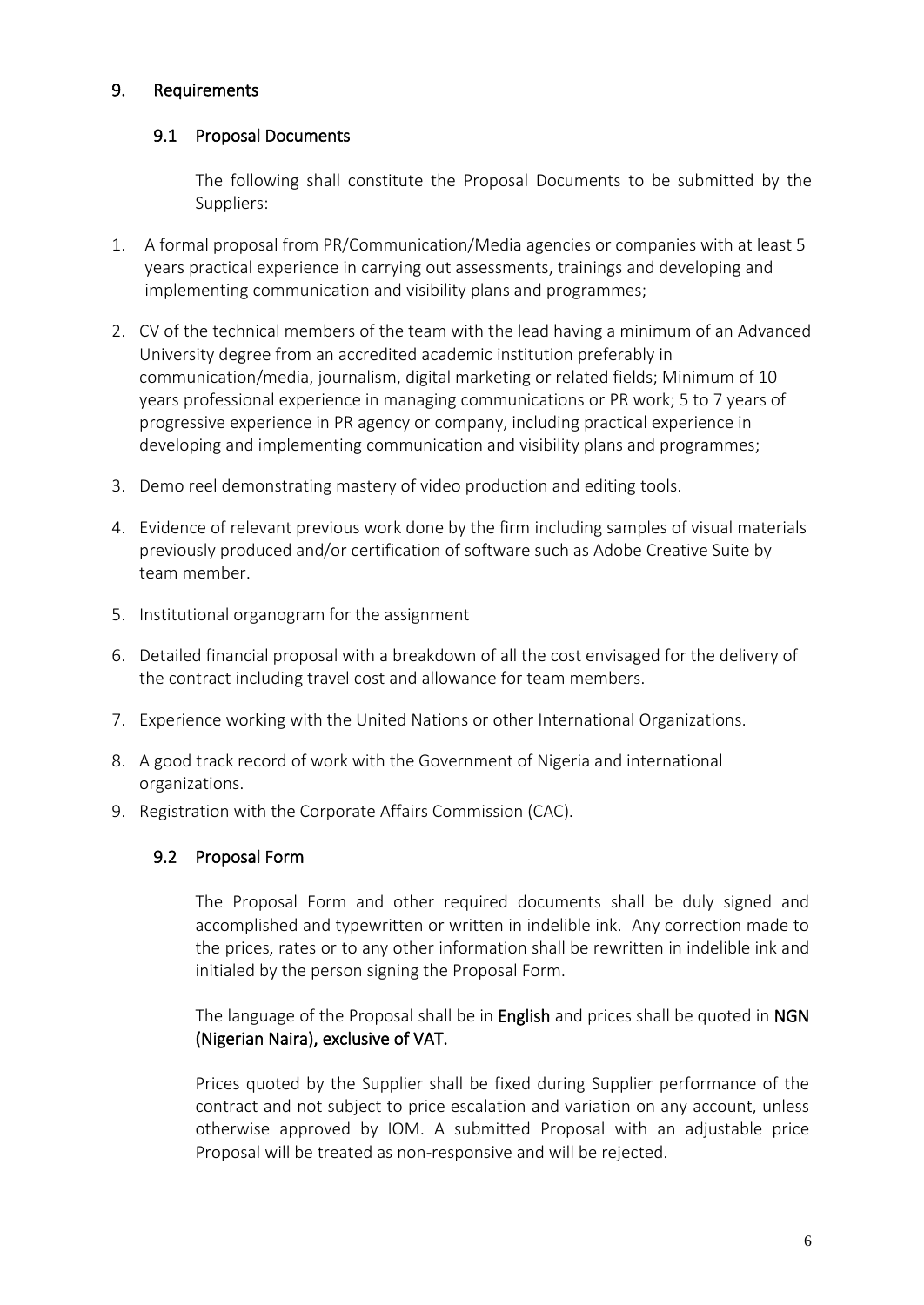## 9. Requirements

### 9.1 Proposal Documents

The following shall constitute the Proposal Documents to be submitted by the Suppliers:

1. A formal proposal from PR/Communication/Media agencies or companies with at least 5 years practical experience in carrying out assessments, trainings and developing and implementing communication and visibility plans and programmes;
2. CV of the technical members of the team with the lead having a minimum of an Advanced University degree from an accredited academic institution preferably in communication/media, journalism, digital marketing or related fields; Minimum of 10 years professional experience in managing communications or PR work; 5 to 7 years of progressive experience in PR agency or company, including practical experience in developing and implementing communication and visibility plans and programmes;
3. Demo reel demonstrating mastery of video production and editing tools.
4. Evidence of relevant previous work done by the firm including samples of visual materials previously produced and/or certification of software such as Adobe Creative Suite by team member.
5. Institutional organogram for the assignment
6. Detailed financial proposal with a breakdown of all the cost envisaged for the delivery of the contract including travel cost and allowance for team members.
7. Experience working with the United Nations or other International Organizations.
8. A good track record of work with the Government of Nigeria and international organizations.
9. Registration with the Corporate Affairs Commission (CAC).

### 9.2 Proposal Form

The Proposal Form and other required documents shall be duly signed and accomplished and typewritten or written in indelible ink. Any correction made to the prices, rates or to any other information shall be rewritten in indelible ink and initialed by the person signing the Proposal Form.

The language of the Proposal shall be in **English** and prices shall be quoted in **NGN (Nigerian Naira), exclusive of VAT.**

Prices quoted by the Supplier shall be fixed during Supplier performance of the contract and not subject to price escalation and variation on any account, unless otherwise approved by IOM. A submitted Proposal with an adjustable price Proposal will be treated as non-responsive and will be rejected.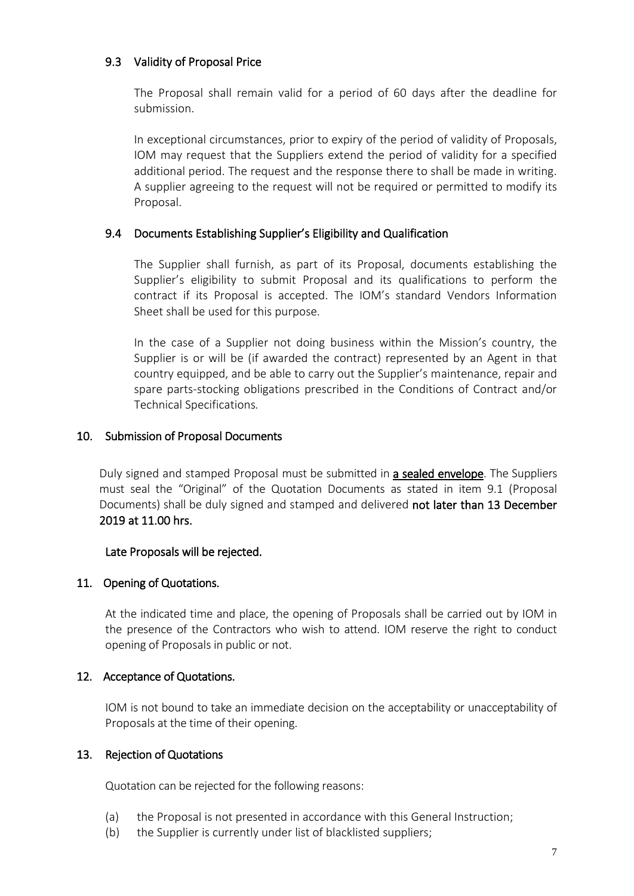### 9.3 Validity of Proposal Price

The Proposal shall remain valid for a period of 60 days after the deadline for submission.

In exceptional circumstances, prior to expiry of the period of validity of Proposals, IOM may request that the Suppliers extend the period of validity for a specified additional period. The request and the response there to shall be made in writing. A supplier agreeing to the request will not be required or permitted to modify its Proposal.

### 9.4 Documents Establishing Supplier's Eligibility and Qualification

The Supplier shall furnish, as part of its Proposal, documents establishing the Supplier's eligibility to submit Proposal and its qualifications to perform the contract if its Proposal is accepted. The IOM's standard Vendors Information Sheet shall be used for this purpose.

In the case of a Supplier not doing business within the Mission's country, the Supplier is or will be (if awarded the contract) represented by an Agent in that country equipped, and be able to carry out the Supplier's maintenance, repair and spare parts-stocking obligations prescribed in the Conditions of Contract and/or Technical Specifications*.*

## 10. Submission of Proposal Documents

Duly signed and stamped Proposal must be submitted in **a sealed envelope**. The Suppliers must seal the "Original" of the Quotation Documents as stated in item 9.1 (Proposal Documents) shall be duly signed and stamped and delivered **not later than 13 December 2019 at 11.00 hrs.**

**Late Proposals will be rejected.**

## 11. Opening of Quotations.

At the indicated time and place, the opening of Proposals shall be carried out by IOM in the presence of the Contractors who wish to attend. IOM reserve the right to conduct opening of Proposals in public or not.

## 12. Acceptance of Quotations.

IOM is not bound to take an immediate decision on the acceptability or unacceptability of Proposals at the time of their opening.

## 13. Rejection of Quotations

Quotation can be rejected for the following reasons:

(a) the Proposal is not presented in accordance with this General Instruction;  
(b) the Supplier is currently under list of blacklisted suppliers;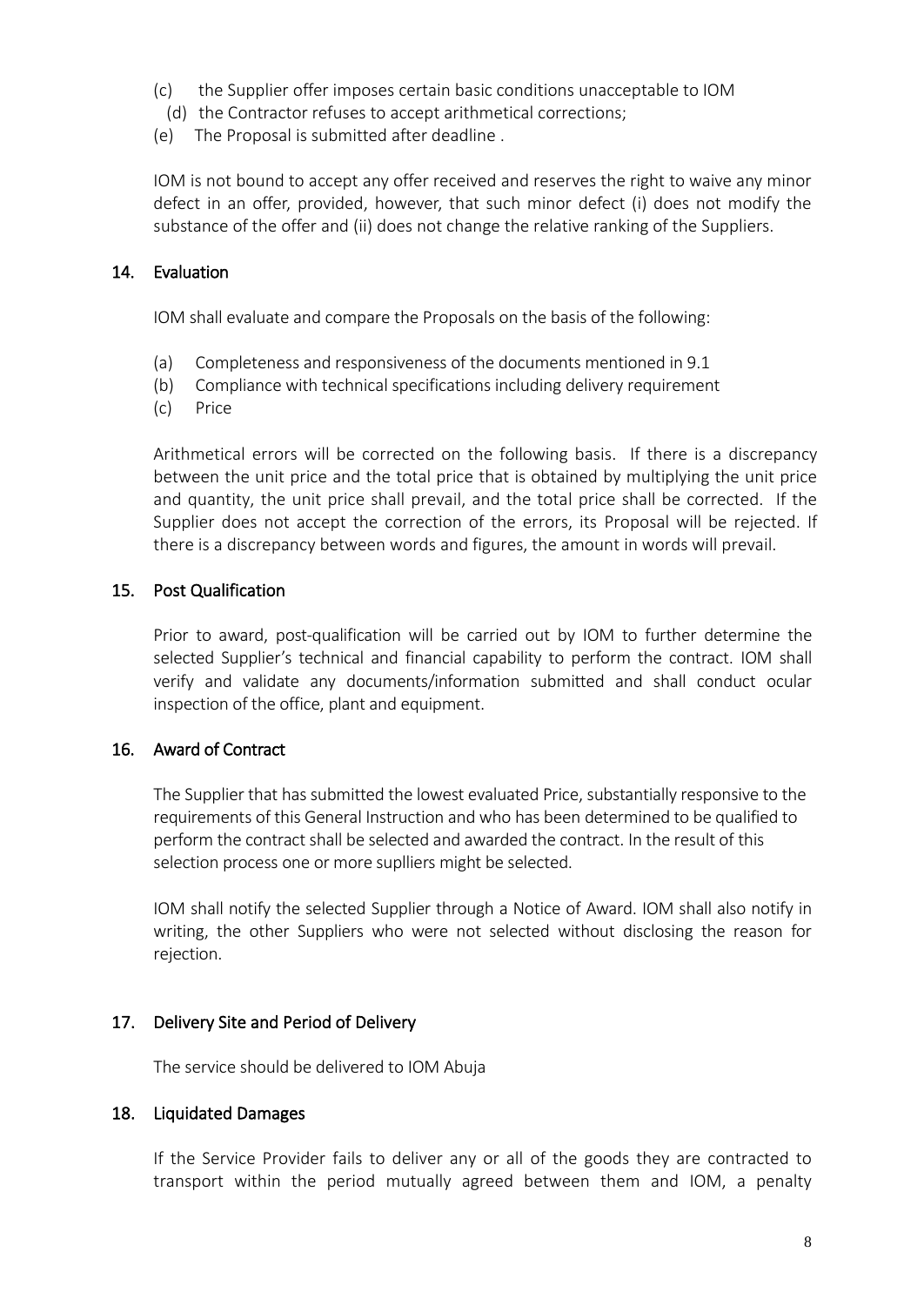(c) the Supplier offer imposes certain basic conditions unacceptable to IOM
(d) the Contractor refuses to accept arithmetical corrections;
(e) The Proposal is submitted after deadline .

IOM is not bound to accept any offer received and reserves the right to waive any minor defect in an offer, provided, however, that such minor defect (i) does not modify the substance of the offer and (ii) does not change the relative ranking of the Suppliers.

## 14. Evaluation

IOM shall evaluate and compare the Proposals on the basis of the following:

(a) Completeness and responsiveness of the documents mentioned in 9.1
(b) Compliance with technical specifications including delivery requirement
(c) Price

Arithmetical errors will be corrected on the following basis. If there is a discrepancy between the unit price and the total price that is obtained by multiplying the unit price and quantity, the unit price shall prevail, and the total price shall be corrected. If the Supplier does not accept the correction of the errors, its Proposal will be rejected. If there is a discrepancy between words and figures, the amount in words will prevail.

## 15. Post Qualification

Prior to award, post-qualification will be carried out by IOM to further determine the selected Supplier's technical and financial capability to perform the contract. IOM shall verify and validate any documents/information submitted and shall conduct ocular inspection of the office, plant and equipment.

## 16. Award of Contract

The Supplier that has submitted the lowest evaluated Price, substantially responsive to the requirements of this General Instruction and who has been determined to be qualified to perform the contract shall be selected and awarded the contract. In the result of this selection process one or more suplliers might be selected.

IOM shall notify the selected Supplier through a Notice of Award. IOM shall also notify in writing, the other Suppliers who were not selected without disclosing the reason for rejection.

## 17. Delivery Site and Period of Delivery

The service should be delivered to IOM Abuja

## 18. Liquidated Damages

If the Service Provider fails to deliver any or all of the goods they are contracted to transport within the period mutually agreed between them and IOM, a penalty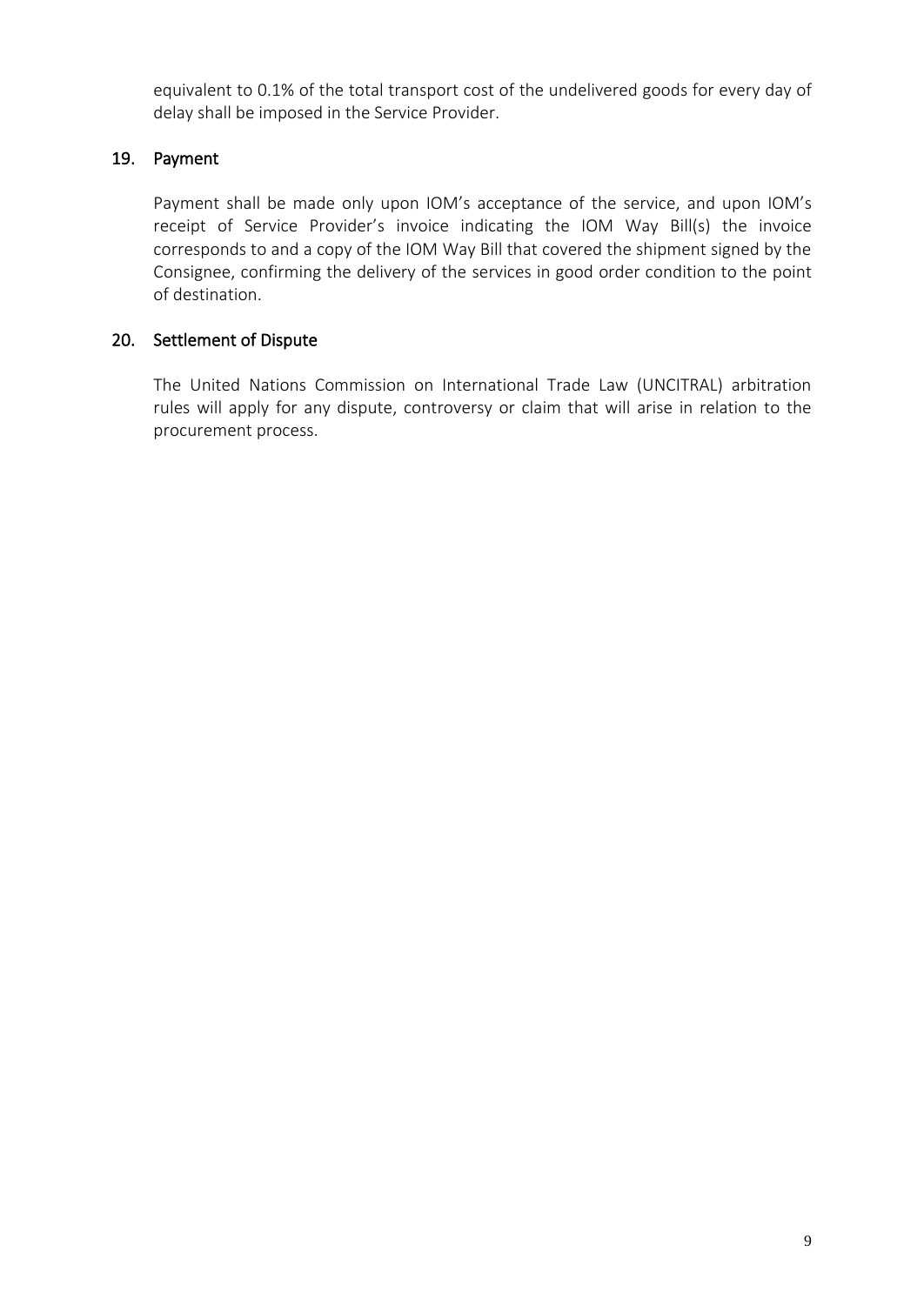equivalent to 0.1% of the total transport cost of the undelivered goods for every day of delay shall be imposed in the Service Provider.

## 19. Payment

Payment shall be made only upon IOM's acceptance of the service, and upon IOM's receipt of Service Provider's invoice indicating the IOM Way Bill(s) the invoice corresponds to and a copy of the IOM Way Bill that covered the shipment signed by the Consignee, confirming the delivery of the services in good order condition to the point of destination.

## 20. Settlement of Dispute

The United Nations Commission on International Trade Law (UNCITRAL) arbitration rules will apply for any dispute, controversy or claim that will arise in relation to the procurement process.